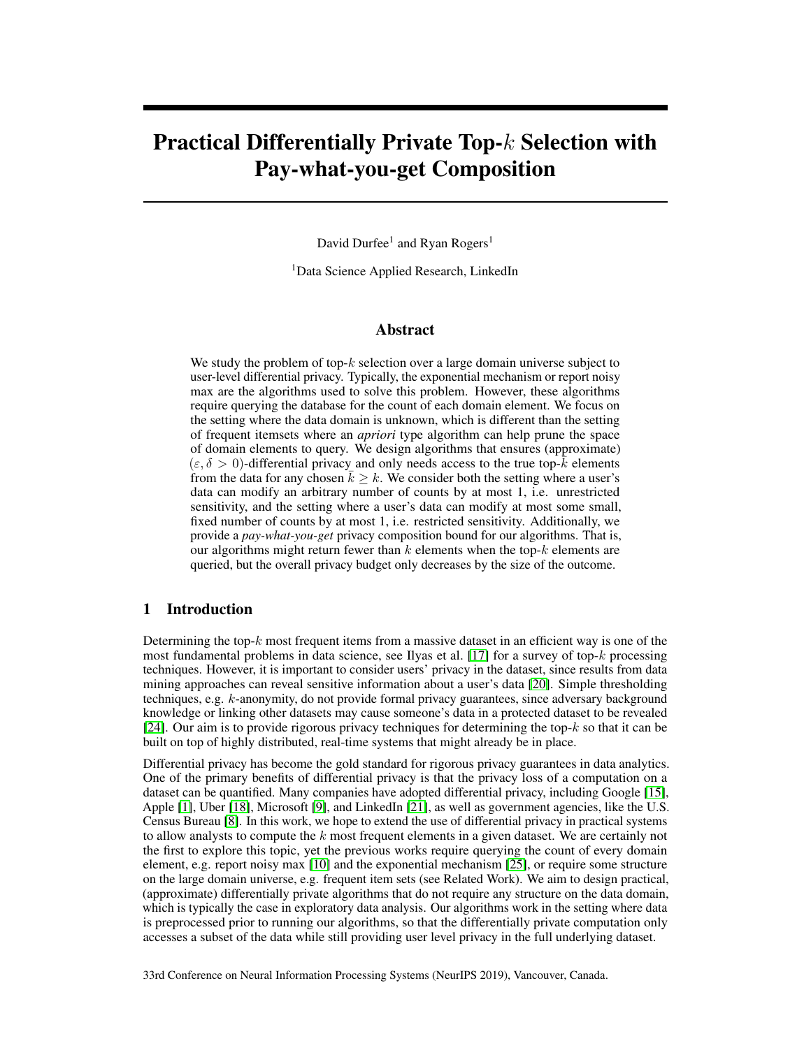# Practical Differentially Private Top-$k$ Selection with Pay-what-you-get Composition

David Durfee[1] and Ryan Rogers[1]

[1]Data Science Applied Research, LinkedIn

## Abstract

We study the problem of top-$k$ selection over a large domain universe subject to user-level differential privacy. Typically, the exponential mechanism or report noisy max are the algorithms used to solve this problem. However, these algorithms require querying the database for the count of each domain element. We focus on the setting where the data domain is unknown, which is different than the setting of frequent itemsets where an *apriori* type algorithm can help prune the space of domain elements to query. We design algorithms that ensures (approximate) $(\varepsilon, \delta > 0)$-differential privacy and only needs access to the true top-$\bar{k}$ elements from the data for any chosen $\bar{k} \geq k$. We consider both the setting where a user's data can modify an arbitrary number of counts by at most 1, i.e. unrestricted sensitivity, and the setting where a user's data can modify at most some small, fixed number of counts by at most 1, i.e. restricted sensitivity. Additionally, we provide a *pay-what-you-get* privacy composition bound for our algorithms. That is, our algorithms might return fewer than $k$ elements when the top-$k$ elements are queried, but the overall privacy budget only decreases by the size of the outcome.

## 1 Introduction

Determining the top-$k$ most frequent items from a massive dataset in an efficient way is one of the most fundamental problems in data science, see Ilyas et al. [17] for a survey of top-$k$ processing techniques. However, it is important to consider users' privacy in the dataset, since results from data mining approaches can reveal sensitive information about a user's data [20]. Simple thresholding techniques, e.g. $k$-anonymity, do not provide formal privacy guarantees, since adversary background knowledge or linking other datasets may cause someone's data in a protected dataset to be revealed [24]. Our aim is to provide rigorous privacy techniques for determining the top-$k$ so that it can be built on top of highly distributed, real-time systems that might already be in place.

Differential privacy has become the gold standard for rigorous privacy guarantees in data analytics. One of the primary benefits of differential privacy is that the privacy loss of a computation on a dataset can be quantified. Many companies have adopted differential privacy, including Google [15], Apple [1], Uber [18], Microsoft [9], and LinkedIn [21], as well as government agencies, like the U.S. Census Bureau [8]. In this work, we hope to extend the use of differential privacy in practical systems to allow analysts to compute the $k$ most frequent elements in a given dataset. We are certainly not the first to explore this topic, yet the previous works require querying the count of every domain element, e.g. report noisy max [10] and the exponential mechanism [25], or require some structure on the large domain universe, e.g. frequent item sets (see Related Work). We aim to design practical, (approximate) differentially private algorithms that do not require any structure on the data domain, which is typically the case in exploratory data analysis. Our algorithms work in the setting where data is preprocessed prior to running our algorithms, so that the differentially private computation only accesses a subset of the data while still providing user level privacy in the full underlying dataset.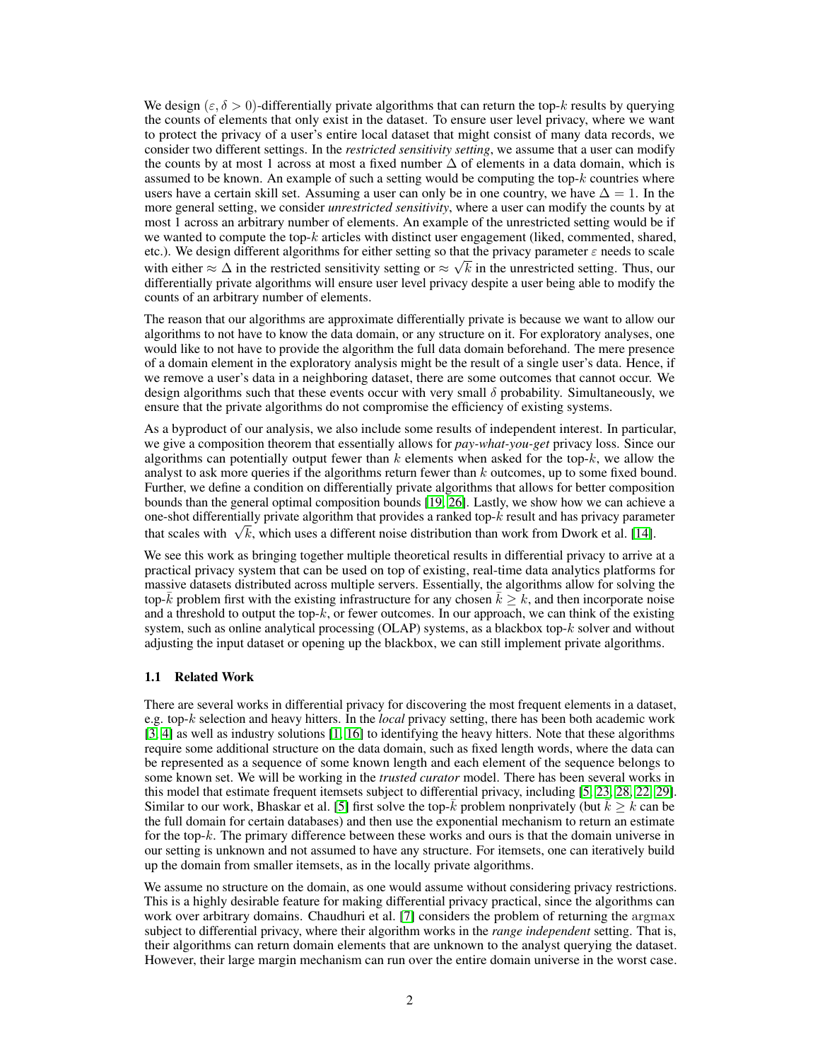We design $(\varepsilon, \delta > 0)$-differentially private algorithms that can return the top-$k$ results by querying the counts of elements that only exist in the dataset. To ensure user level privacy, where we want to protect the privacy of a user's entire local dataset that might consist of many data records, we consider two different settings. In the *restricted sensitivity setting*, we assume that a user can modify the counts by at most 1 across at most a fixed number $\Delta$ of elements in a data domain, which is assumed to be known. An example of such a setting would be computing the top-$k$ countries where users have a certain skill set. Assuming a user can only be in one country, we have $\Delta = 1$. In the more general setting, we consider *unrestricted sensitivity*, where a user can modify the counts by at most 1 across an arbitrary number of elements. An example of the unrestricted setting would be if we wanted to compute the top-$k$ articles with distinct user engagement (liked, commented, shared, etc.). We design different algorithms for either setting so that the privacy parameter $\varepsilon$ needs to scale with either $\approx \Delta$ in the restricted sensitivity setting or $\approx \sqrt{k}$ in the unrestricted setting. Thus, our differentially private algorithms will ensure user level privacy despite a user being able to modify the counts of an arbitrary number of elements.

The reason that our algorithms are approximate differentially private is because we want to allow our algorithms to not have to know the data domain, or any structure on it. For exploratory analyses, one would like to not have to provide the algorithm the full data domain beforehand. The mere presence of a domain element in the exploratory analysis might be the result of a single user's data. Hence, if we remove a user's data in a neighboring dataset, there are some outcomes that cannot occur. We design algorithms such that these events occur with very small $\delta$ probability. Simultaneously, we ensure that the private algorithms do not compromise the efficiency of existing systems.

As a byproduct of our analysis, we also include some results of independent interest. In particular, we give a composition theorem that essentially allows for *pay-what-you-get* privacy loss. Since our algorithms can potentially output fewer than $k$ elements when asked for the top-$k$, we allow the analyst to ask more queries if the algorithms return fewer than $k$ outcomes, up to some fixed bound. Further, we define a condition on differentially private algorithms that allows for better composition bounds than the general optimal composition bounds [19, 26]. Lastly, we show how we can achieve a one-shot differentially private algorithm that provides a ranked top-$k$ result and has privacy parameter that scales with $\sqrt{k}$, which uses a different noise distribution than work from Dwork et al. [14].

We see this work as bringing together multiple theoretical results in differential privacy to arrive at a practical privacy system that can be used on top of existing, real-time data analytics platforms for massive datasets distributed across multiple servers. Essentially, the algorithms allow for solving the top-$\bar{k}$ problem first with the existing infrastructure for any chosen $\bar{k} \geq k$, and then incorporate noise and a threshold to output the top-$k$, or fewer outcomes. In our approach, we can think of the existing system, such as online analytical processing (OLAP) systems, as a blackbox top-$k$ solver and without adjusting the input dataset or opening up the blackbox, we can still implement private algorithms.

### 1.1 Related Work

There are several works in differential privacy for discovering the most frequent elements in a dataset, e.g. top-$k$ selection and heavy hitters. In the *local* privacy setting, there has been both academic work [3, 4] as well as industry solutions [1, 16] to identifying the heavy hitters. Note that these algorithms require some additional structure on the data domain, such as fixed length words, where the data can be represented as a sequence of some known length and each element of the sequence belongs to some known set. We will be working in the *trusted curator* model. There has been several works in this model that estimate frequent itemsets subject to differential privacy, including [5, 23, 28, 22, 29]. Similar to our work, Bhaskar et al. [5] first solve the top-$\bar{k}$ problem nonprivately (but $\bar{k} \geq k$ can be the full domain for certain databases) and then use the exponential mechanism to return an estimate for the top-$k$. The primary difference between these works and ours is that the domain universe in our setting is unknown and not assumed to have any structure. For itemsets, one can iteratively build up the domain from smaller itemsets, as in the locally private algorithms.

We assume no structure on the domain, as one would assume without considering privacy restrictions. This is a highly desirable feature for making differential privacy practical, since the algorithms can work over arbitrary domains. Chaudhuri et al. [7] considers the problem of returning the $\mathrm{argmax}$ subject to differential privacy, where their algorithm works in the *range independent* setting. That is, their algorithms can return domain elements that are unknown to the analyst querying the dataset. However, their large margin mechanism can run over the entire domain universe in the worst case.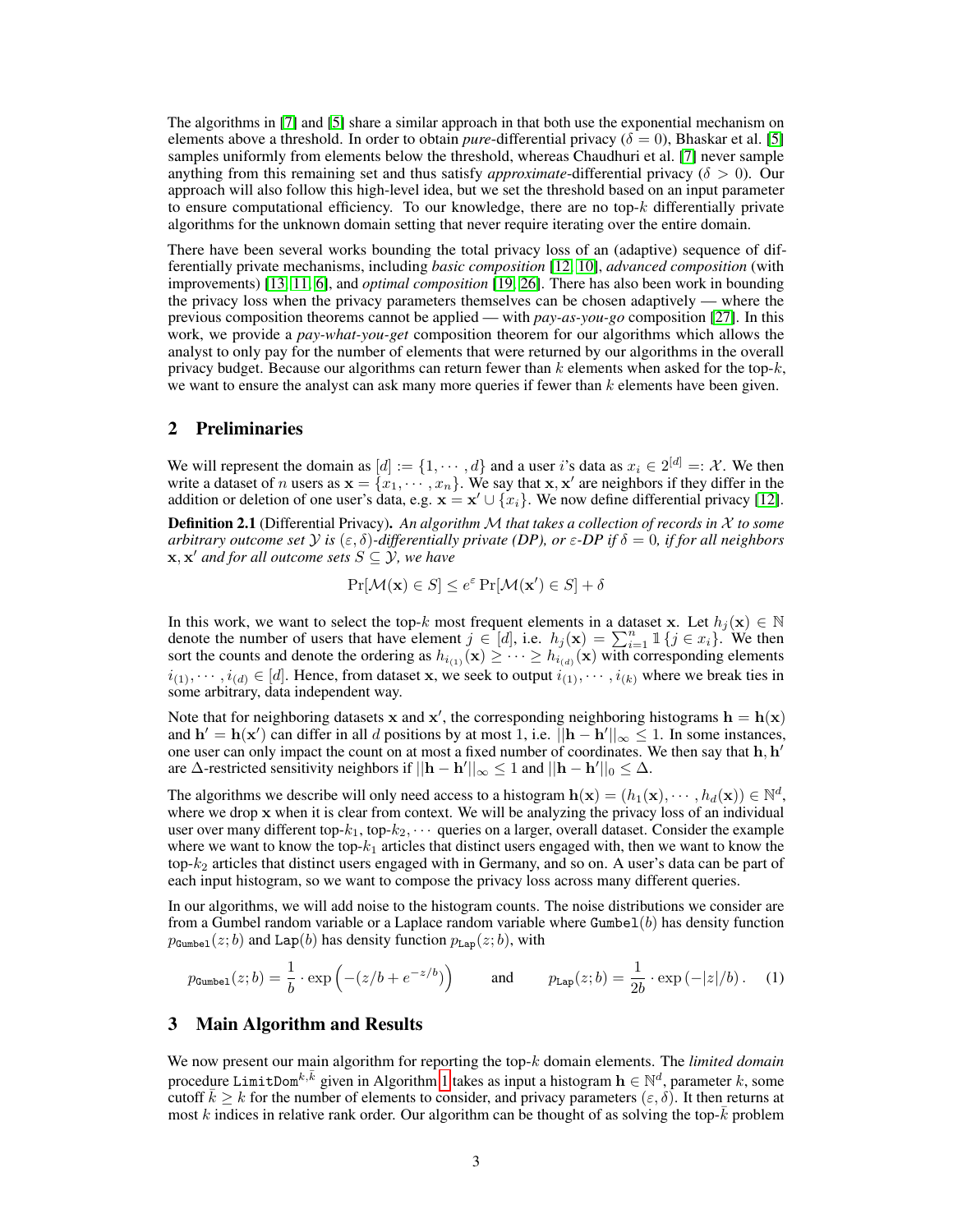The algorithms in [7] and [5] share a similar approach in that both use the exponential mechanism on elements above a threshold. In order to obtain *pure*-differential privacy ($\delta = 0$), Bhaskar et al. [5] samples uniformly from elements below the threshold, whereas Chaudhuri et al. [7] never sample anything from this remaining set and thus satisfy *approximate*-differential privacy ($\delta > 0$). Our approach will also follow this high-level idea, but we set the threshold based on an input parameter to ensure computational efficiency. To our knowledge, there are no top-$k$ differentially private algorithms for the unknown domain setting that never require iterating over the entire domain.

There have been several works bounding the total privacy loss of an (adaptive) sequence of differentially private mechanisms, including *basic composition* [12, 10], *advanced composition* (with improvements) [13, 11, 6], and *optimal composition* [19, 26]. There has also been work in bounding the privacy loss when the privacy parameters themselves can be chosen adaptively — where the previous composition theorems cannot be applied — with *pay-as-you-go* composition [27]. In this work, we provide a *pay-what-you-get* composition theorem for our algorithms which allows the analyst to only pay for the number of elements that were returned by our algorithms in the overall privacy budget. Because our algorithms can return fewer than $k$ elements when asked for the top-$k$, we want to ensure the analyst can ask many more queries if fewer than $k$ elements have been given.

## 2 Preliminaries

We will represent the domain as $[d] := \{1, \cdots, d\}$ and a user $i$'s data as $x_i \in 2^{[d]} =: \mathcal{X}$. We then write a dataset of $n$ users as $\mathbf{x} = \{x_1, \cdots, x_n\}$. We say that $\mathbf{x}, \mathbf{x}'$ are neighbors if they differ in the addition or deletion of one user's data, e.g. $\mathbf{x} = \mathbf{x}' \cup \{x_i\}$. We now define differential privacy [12].

**Definition 2.1** (Differential Privacy). *An algorithm $\mathcal{M}$ that takes a collection of records in $\mathcal{X}$ to some arbitrary outcome set $\mathcal{Y}$ is $(\varepsilon, \delta)$-differentially private (DP), or $\varepsilon$-DP if $\delta = 0$, if for all neighbors $\mathbf{x}, \mathbf{x}'$ and for all outcome sets $S \subseteq \mathcal{Y}$, we have*

$$\Pr[\mathcal{M}(\mathbf{x}) \in S] \leq e^{\varepsilon} \Pr[\mathcal{M}(\mathbf{x}') \in S] + \delta$$

In this work, we want to select the top-$k$ most frequent elements in a dataset $\mathbf{x}$. Let $h_j(\mathbf{x}) \in \mathbb{N}$ denote the number of users that have element $j \in [d]$, i.e. $h_j(\mathbf{x}) = \sum_{i=1}^{n} \mathbb{1}\{j \in x_i\}$. We then sort the counts and denote the ordering as $h_{i_{(1)}}(\mathbf{x}) \geq \cdots \geq h_{i_{(d)}}(\mathbf{x})$ with corresponding elements $i_{(1)}, \cdots, i_{(d)} \in [d]$. Hence, from dataset $\mathbf{x}$, we seek to output $i_{(1)}, \cdots, i_{(k)}$ where we break ties in some arbitrary, data independent way.

Note that for neighboring datasets $\mathbf{x}$ and $\mathbf{x}'$, the corresponding neighboring histograms $\mathbf{h} = \mathbf{h}(\mathbf{x})$ and $\mathbf{h}' = \mathbf{h}(\mathbf{x}')$ can differ in all $d$ positions by at most 1, i.e. $||\mathbf{h} - \mathbf{h}'||_\infty \leq 1$. In some instances, one user can only impact the count on at most a fixed number of coordinates. We then say that $\mathbf{h}, \mathbf{h}'$ are $\Delta$-restricted sensitivity neighbors if $||\mathbf{h} - \mathbf{h}'||_\infty \leq 1$ and $||\mathbf{h} - \mathbf{h}'||_0 \leq \Delta$.

The algorithms we describe will only need access to a histogram $\mathbf{h}(\mathbf{x}) = (h_1(\mathbf{x}), \cdots, h_d(\mathbf{x})) \in \mathbb{N}^d$, where we drop $\mathbf{x}$ when it is clear from context. We will be analyzing the privacy loss of an individual user over many different top-$k_1$, top-$k_2, \cdots$ queries on a larger, overall dataset. Consider the example where we want to know the top-$k_1$ articles that distinct users engaged with, then we want to know the top-$k_2$ articles that distinct users engaged with in Germany, and so on. A user's data can be part of each input histogram, so we want to compose the privacy loss across many different queries.

In our algorithms, we will add noise to the histogram counts. The noise distributions we consider are from a Gumbel random variable or a Laplace random variable where $\texttt{Gumbel}(b)$ has density function $p_{\texttt{Gumbel}}(z; b)$ and $\texttt{Lap}(b)$ has density function $p_{\texttt{Lap}}(z; b)$, with

$$p_{\texttt{Gumbel}}(z; b) = \frac{1}{b} \cdot \exp\left(-(z/b + e^{-z/b})\right) \qquad \text{and} \qquad p_{\texttt{Lap}}(z; b) = \frac{1}{2b} \cdot \exp\left(-|z|/b\right). \quad (1)$$

## 3 Main Algorithm and Results

We now present our main algorithm for reporting the top-$k$ domain elements. The *limited domain* procedure $\texttt{LimitDom}^{k,\bar{k}}$ given in Algorithm 1 takes as input a histogram $\mathbf{h} \in \mathbb{N}^d$, parameter $k$, some cutoff $\bar{k} \geq k$ for the number of elements to consider, and privacy parameters $(\varepsilon, \delta)$. It then returns at most $k$ indices in relative rank order. Our algorithm can be thought of as solving the top-$\bar{k}$ problem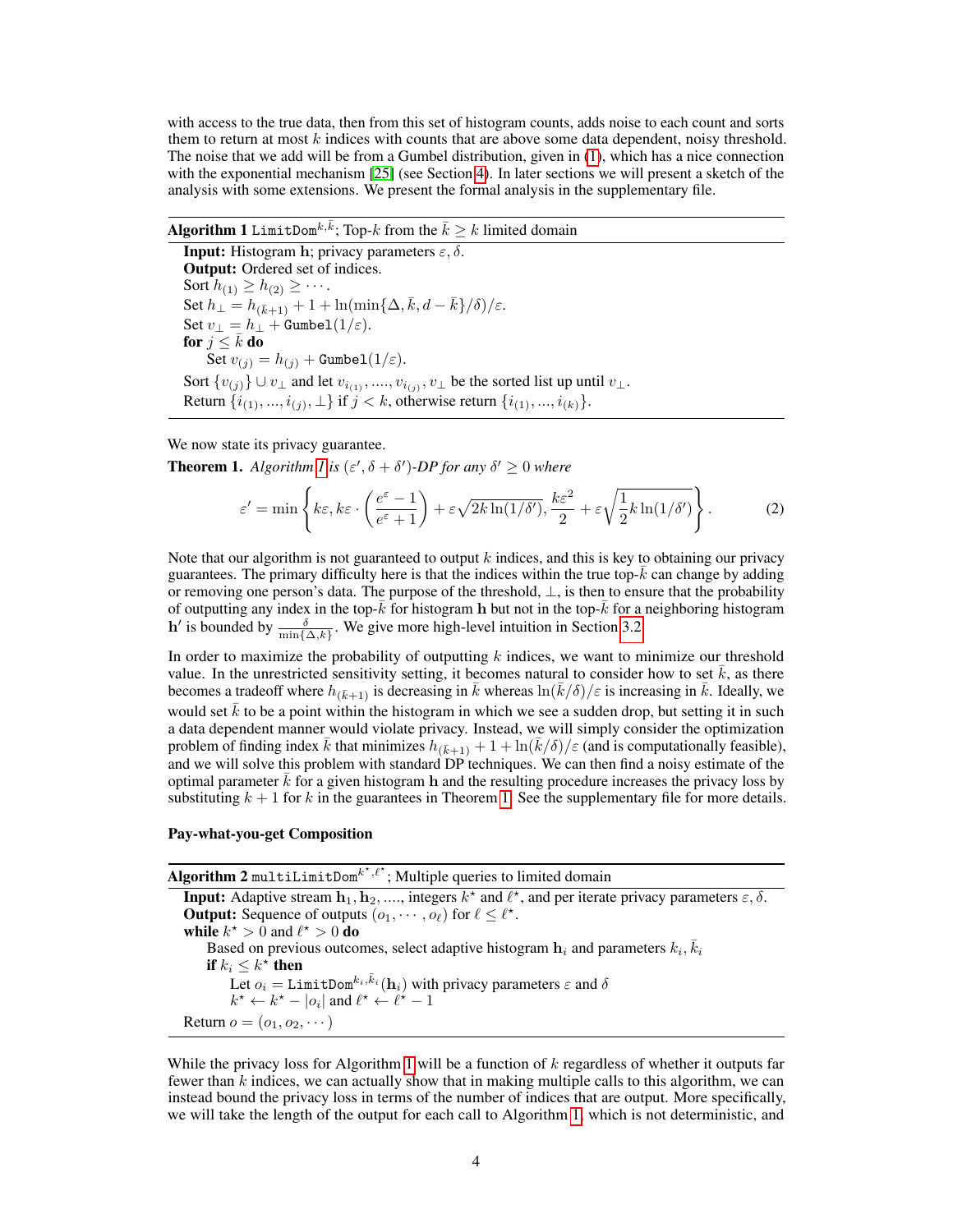with access to the true data, then from this set of histogram counts, adds noise to each count and sorts them to return at most $k$ indices with counts that are above some data dependent, noisy threshold. The noise that we add will be from a Gumbel distribution, given in (1), which has a nice connection with the exponential mechanism [25] (see Section 4). In later sections we will present a sketch of the analysis with some extensions. We present the formal analysis in the supplementary file.

---

**Algorithm 1** $\texttt{LimitDom}^{k,\bar{k}}$; Top-$k$ from the $\bar{k} \geq k$ limited domain

---

**Input:** Histogram $\mathbf{h}$; privacy parameters $\varepsilon, \delta$.
**Output:** Ordered set of indices.
Sort $h_{(1)} \geq h_{(2)} \geq \cdots$.
Set $h_\perp = h_{(\bar{k}+1)} + 1 + \ln(\min\{\Delta, \bar{k}, d - \bar{k}\}/\delta)/\varepsilon$.
Set $v_\perp = h_\perp + \texttt{Gumbel}(1/\varepsilon)$.
**for** $j \leq \bar{k}$ **do**
  Set $v_{(j)} = h_{(j)} + \texttt{Gumbel}(1/\varepsilon)$.
Sort $\{v_{(j)}\} \cup v_\perp$ and let $v_{i_{(1)}}, ...., v_{i_{(j)}}, v_\perp$ be the sorted list up until $v_\perp$.
Return $\{i_{(1)}, ..., i_{(j)}, \perp\}$ if $j < k$, otherwise return $\{i_{(1)}, ..., i_{(k)}\}$.

---

We now state its privacy guarantee.

**Theorem 1.** *Algorithm 1 is $(\varepsilon', \delta + \delta')$-DP for any $\delta' \geq 0$ where*

$$\varepsilon' = \min\left\{k\varepsilon, k\varepsilon \cdot \left(\frac{e^\varepsilon - 1}{e^\varepsilon + 1}\right) + \varepsilon\sqrt{2k\ln(1/\delta')}, \frac{k\varepsilon^2}{2} + \varepsilon\sqrt{\frac{1}{2}k\ln(1/\delta')}\right\}. \tag{2}$$

Note that our algorithm is not guaranteed to output $k$ indices, and this is key to obtaining our privacy guarantees. The primary difficulty here is that the indices within the true top-$\bar{k}$ can change by adding or removing one person's data. The purpose of the threshold, $\perp$, is then to ensure that the probability of outputting any index in the top-$\bar{k}$ for histogram $\mathbf{h}$ but not in the top-$\bar{k}$ for a neighboring histogram $\mathbf{h}'$ is bounded by $\frac{\delta}{\min\{\Delta, \bar{k}\}}$. We give more high-level intuition in Section 3.2.

In order to maximize the probability of outputting $k$ indices, we want to minimize our threshold value. In the unrestricted sensitivity setting, it becomes natural to consider how to set $\bar{k}$, as there becomes a tradeoff where $h_{(\bar{k}+1)}$ is decreasing in $\bar{k}$ whereas $\ln(\bar{k}/\delta)/\varepsilon$ is increasing in $\bar{k}$. Ideally, we would set $\bar{k}$ to be a point within the histogram in which we see a sudden drop, but setting it in such a data dependent manner would violate privacy. Instead, we will simply consider the optimization problem of finding index $\bar{k}$ that minimizes $h_{(\bar{k}+1)} + 1 + \ln(\bar{k}/\delta)/\varepsilon$ (and is computationally feasible), and we will solve this problem with standard DP techniques. We can then find a noisy estimate of the optimal parameter $\bar{k}$ for a given histogram $\mathbf{h}$ and the resulting procedure increases the privacy loss by substituting $k + 1$ for $k$ in the guarantees in Theorem 1. See the supplementary file for more details.

**Pay-what-you-get Composition**

---

**Algorithm 2** $\texttt{multiLimitDom}^{k^\star,\ell^\star}$; Multiple queries to limited domain

---

**Input:** Adaptive stream $\mathbf{h}_1, \mathbf{h}_2, ....,$ integers $k^\star$ and $\ell^\star$, and per iterate privacy parameters $\varepsilon, \delta$.
**Output:** Sequence of outputs $(o_1, \cdots, o_\ell)$ for $\ell \leq \ell^\star$.
**while** $k^\star > 0$ and $\ell^\star > 0$ **do**
  Based on previous outcomes, select adaptive histogram $\mathbf{h}_i$ and parameters $k_i, \bar{k}_i$
  **if** $k_i \leq k^\star$ **then**
    Let $o_i = \texttt{LimitDom}^{k_i,\bar{k}_i}(\mathbf{h}_i)$ with privacy parameters $\varepsilon$ and $\delta$
    $k^\star \leftarrow k^\star - |o_i|$ and $\ell^\star \leftarrow \ell^\star - 1$
Return $o = (o_1, o_2, \cdots)$

---

While the privacy loss for Algorithm 1 will be a function of $k$ regardless of whether it outputs far fewer than $k$ indices, we can actually show that in making multiple calls to this algorithm, we can instead bound the privacy loss in terms of the number of indices that are output. More specifically, we will take the length of the output for each call to Algorithm 1, which is not deterministic, and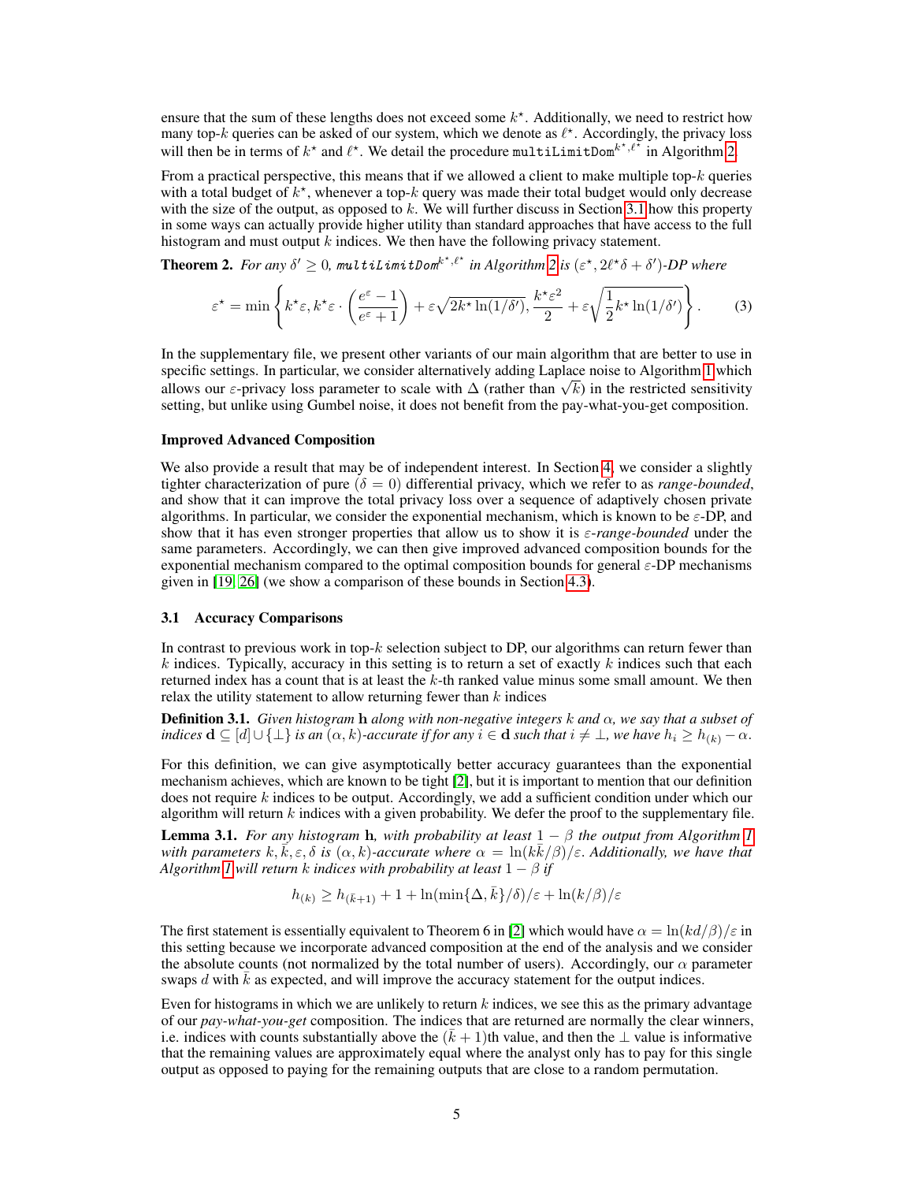ensure that the sum of these lengths does not exceed some $k^\star$. Additionally, we need to restrict how many top-$k$ queries can be asked of our system, which we denote as $\ell^\star$. Accordingly, the privacy loss will then be in terms of $k^\star$ and $\ell^\star$. We detail the procedure $\texttt{multiLimitDom}^{k^\star,\ell^\star}$ in Algorithm 2.

From a practical perspective, this means that if we allowed a client to make multiple top-$k$ queries with a total budget of $k^\star$, whenever a top-$k$ query was made their total budget would only decrease with the size of the output, as opposed to $k$. We will further discuss in Section 3.1 how this property in some ways can actually provide higher utility than standard approaches that have access to the full histogram and must output $k$ indices. We then have the following privacy statement.

**Theorem 2.** *For any $\delta' \geq 0$, $\texttt{multiLimitDom}^{k^\star,\ell^\star}$ in Algorithm 2 is $(\varepsilon^\star, 2\ell^\star\delta + \delta')$-DP where*

$$\varepsilon^\star = \min\left\{ k^\star\varepsilon, k^\star\varepsilon \cdot \left(\frac{e^\varepsilon - 1}{e^\varepsilon + 1}\right) + \varepsilon\sqrt{2k^\star \ln(1/\delta')}, \frac{k^\star\varepsilon^2}{2} + \varepsilon\sqrt{\frac{1}{2}k^\star \ln(1/\delta')} \right\}. \tag{3}$$

In the supplementary file, we present other variants of our main algorithm that are better to use in specific settings. In particular, we consider alternatively adding Laplace noise to Algorithm 1 which allows our $\varepsilon$-privacy loss parameter to scale with $\Delta$ (rather than $\sqrt{k}$) in the restricted sensitivity setting, but unlike using Gumbel noise, it does not benefit from the pay-what-you-get composition.

**Improved Advanced Composition**

We also provide a result that may be of independent interest. In Section 4, we consider a slightly tighter characterization of pure ($\delta = 0$) differential privacy, which we refer to as *range-bounded*, and show that it can improve the total privacy loss over a sequence of adaptively chosen private algorithms. In particular, we consider the exponential mechanism, which is known to be $\varepsilon$-DP, and show that it has even stronger properties that allow us to show it is *$\varepsilon$-range-bounded* under the same parameters. Accordingly, we can then give improved advanced composition bounds for the exponential mechanism compared to the optimal composition bounds for general $\varepsilon$-DP mechanisms given in [19, 26] (we show a comparison of these bounds in Section 4.3).

### 3.1 Accuracy Comparisons

In contrast to previous work in top-$k$ selection subject to DP, our algorithms can return fewer than $k$ indices. Typically, accuracy in this setting is to return a set of exactly $k$ indices such that each returned index has a count that is at least the $k$-th ranked value minus some small amount. We then relax the utility statement to allow returning fewer than $k$ indices

**Definition 3.1.** *Given histogram $\mathbf{h}$ along with non-negative integers $k$ and $\alpha$, we say that a subset of indices $\mathbf{d} \subseteq [d] \cup \{\perp\}$ is an $(\alpha, k)$-accurate if for any $i \in \mathbf{d}$ such that $i \neq \perp$, we have $h_i \geq h_{(k)} - \alpha$.*

For this definition, we can give asymptotically better accuracy guarantees than the exponential mechanism achieves, which are known to be tight [2], but it is important to mention that our definition does not require $k$ indices to be output. Accordingly, we add a sufficient condition under which our algorithm will return $k$ indices with a given probability. We defer the proof to the supplementary file.

**Lemma 3.1.** *For any histogram $\mathbf{h}$, with probability at least $1 - \beta$ the output from Algorithm 1 with parameters $k, \bar{k}, \varepsilon, \delta$ is $(\alpha, k)$-accurate where $\alpha = \ln(k\bar{k}/\beta)/\varepsilon$. Additionally, we have that Algorithm 1 will return $k$ indices with probability at least $1 - \beta$ if*

$$h_{(k)} \geq h_{(\bar{k}+1)} + 1 + \ln(\min\{\Delta, \bar{k}\}/\delta)/\varepsilon + \ln(k/\beta)/\varepsilon$$

The first statement is essentially equivalent to Theorem 6 in [2] which would have $\alpha = \ln(kd/\beta)/\varepsilon$ in this setting because we incorporate advanced composition at the end of the analysis and we consider the absolute counts (not normalized by the total number of users). Accordingly, our $\alpha$ parameter swaps $d$ with $\bar{k}$ as expected, and will improve the accuracy statement for the output indices.

Even for histograms in which we are unlikely to return $k$ indices, we see this as the primary advantage of our *pay-what-you-get* composition. The indices that are returned are normally the clear winners, i.e. indices with counts substantially above the $(\bar{k}+1)$th value, and then the $\perp$ value is informative that the remaining values are approximately equal where the analyst only has to pay for this single output as opposed to paying for the remaining outputs that are close to a random permutation.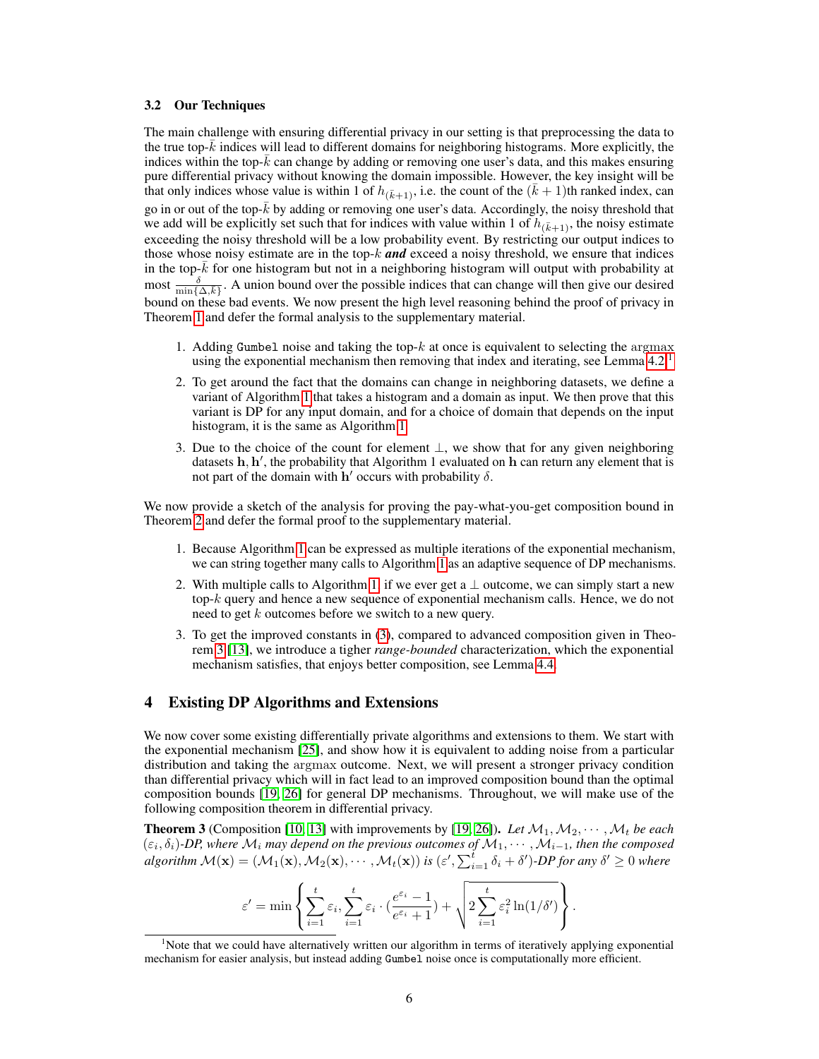### 3.2 Our Techniques

The main challenge with ensuring differential privacy in our setting is that preprocessing the data to the true top-$\bar{k}$ indices will lead to different domains for neighboring histograms. More explicitly, the indices within the top-$\bar{k}$ can change by adding or removing one user's data, and this makes ensuring pure differential privacy without knowing the domain impossible. However, the key insight will be that only indices whose value is within 1 of $h_{(\bar{k}+1)}$, i.e. the count of the $(\bar{k}+1)$th ranked index, can go in or out of the top-$\bar{k}$ by adding or removing one user's data. Accordingly, the noisy threshold that we add will be explicitly set such that for indices with value within 1 of $h_{(\bar{k}+1)}$, the noisy estimate exceeding the noisy threshold will be a low probability event. By restricting our output indices to those whose noisy estimate are in the top-$k$ ***and*** exceed a noisy threshold, we ensure that indices in the top-$\bar{k}$ for one histogram but not in a neighboring histogram will output with probability at most $\frac{\delta}{\min\{\Delta,\bar{k}\}}$. A union bound over the possible indices that can change will then give our desired bound on these bad events. We now present the high level reasoning behind the proof of privacy in Theorem 1 and defer the formal analysis to the supplementary material.

1. Adding `Gumbel` noise and taking the top-$k$ at once is equivalent to selecting the $\mathrm{argmax}$ using the exponential mechanism then removing that index and iterating, see Lemma 4.2.[1]
2. To get around the fact that the domains can change in neighboring datasets, we define a variant of Algorithm 1 that takes a histogram and a domain as input. We then prove that this variant is DP for any input domain, and for a choice of domain that depends on the input histogram, it is the same as Algorithm 1.
3. Due to the choice of the count for element $\perp$, we show that for any given neighboring datasets $\mathbf{h}, \mathbf{h}'$, the probability that Algorithm 1 evaluated on $\mathbf{h}$ can return any element that is not part of the domain with $\mathbf{h}'$ occurs with probability $\delta$.

We now provide a sketch of the analysis for proving the pay-what-you-get composition bound in Theorem 2 and defer the formal proof to the supplementary material.

1. Because Algorithm 1 can be expressed as multiple iterations of the exponential mechanism, we can string together many calls to Algorithm 1 as an adaptive sequence of DP mechanisms.
2. With multiple calls to Algorithm 1, if we ever get a $\perp$ outcome, we can simply start a new top-$k$ query and hence a new sequence of exponential mechanism calls. Hence, we do not need to get $k$ outcomes before we switch to a new query.
3. To get the improved constants in (3), compared to advanced composition given in Theorem 3 [13], we introduce a tighter *range-bounded* characterization, which the exponential mechanism satisfies, that enjoys better composition, see Lemma 4.4.

## 4 Existing DP Algorithms and Extensions

We now cover some existing differentially private algorithms and extensions to them. We start with the exponential mechanism [25], and show how it is equivalent to adding noise from a particular distribution and taking the $\mathrm{argmax}$ outcome. Next, we will present a stronger privacy condition than differential privacy which will in fact lead to an improved composition bound than the optimal composition bounds [19, 26] for general DP mechanisms. Throughout, we will make use of the following composition theorem in differential privacy.

**Theorem 3** (Composition [10, 13] with improvements by [19, 26]). *Let $\mathcal{M}_1, \mathcal{M}_2, \cdots, \mathcal{M}_t$ be each $(\varepsilon_i, \delta_i)$-DP, where $\mathcal{M}_i$ may depend on the previous outcomes of $\mathcal{M}_1, \cdots, \mathcal{M}_{i-1}$, then the composed algorithm $\mathcal{M}(\mathbf{x}) = (\mathcal{M}_1(\mathbf{x}), \mathcal{M}_2(\mathbf{x}), \cdots, \mathcal{M}_t(\mathbf{x}))$ is $(\varepsilon', \sum_{i=1}^t \delta_i + \delta')$-DP for any $\delta' \geq 0$ where*

$$\varepsilon' = \min\left\{ \sum_{i=1}^t \varepsilon_i, \sum_{i=1}^t \varepsilon_i \cdot \left(\frac{e^{\varepsilon_i}-1}{e^{\varepsilon_i}+1}\right) + \sqrt{2\sum_{i=1}^t \varepsilon_i^2 \ln(1/\delta')} \right\}.$$

[1] Note that we could have alternatively written our algorithm in terms of iteratively applying exponential mechanism for easier analysis, but instead adding `Gumbel` noise once is computationally more efficient.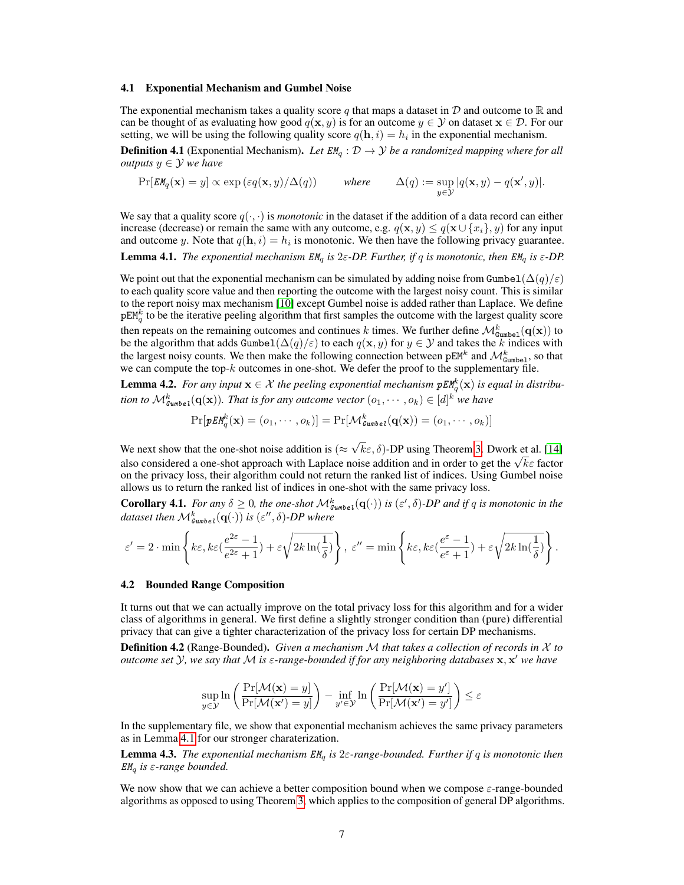### 4.1 Exponential Mechanism and Gumbel Noise

The exponential mechanism takes a quality score $q$ that maps a dataset in $\mathcal{D}$ and outcome to $\mathbb{R}$ and can be thought of as evaluating how good $q(\mathbf{x}, y)$ is for an outcome $y \in \mathcal{Y}$ on dataset $\mathbf{x} \in \mathcal{D}$. For our setting, we will be using the following quality score $q(\mathbf{h}, i) = h_i$ in the exponential mechanism.

**Definition 4.1** (Exponential Mechanism). *Let $\texttt{EM}_q : \mathcal{D} \to \mathcal{Y}$ be a randomized mapping where for all outputs $y \in \mathcal{Y}$ we have*

$$\Pr[\texttt{EM}_q(\mathbf{x}) = y] \propto \exp\left(\varepsilon q(\mathbf{x}, y)/\Delta(q)\right) \qquad \textit{where} \qquad \Delta(q) := \sup_{y \in \mathcal{Y}} |q(\mathbf{x}, y) - q(\mathbf{x}', y)|.$$

We say that a quality score $q(\cdot, \cdot)$ is *monotonic* in the dataset if the addition of a data record can either increase (decrease) or remain the same with any outcome, e.g. $q(\mathbf{x}, y) \le q(\mathbf{x} \cup \{x_i\}, y)$ for any input and outcome $y$. Note that $q(\mathbf{h}, i) = h_i$ is monotonic. We then have the following privacy guarantee.

**Lemma 4.1.** *The exponential mechanism $\texttt{EM}_q$ is $2\varepsilon$-DP. Further, if $q$ is monotonic, then $\texttt{EM}_q$ is $\varepsilon$-DP.*

We point out that the exponential mechanism can be simulated by adding noise from $\texttt{Gumbel}(\Delta(q)/\varepsilon)$ to each quality score value and then reporting the outcome with the largest noisy count. This is similar to the report noisy max mechanism [10] except Gumbel noise is added rather than Laplace. We define $\texttt{pEM}_q^k$ to be the iterative peeling algorithm that first samples the outcome with the largest quality score then repeats on the remaining outcomes and continues $k$ times. We further define $\mathcal{M}^k_{\texttt{Gumbel}}(\mathbf{q}(\mathbf{x}))$ to be the algorithm that adds $\texttt{Gumbel}(\Delta(q)/\varepsilon)$ to each $q(\mathbf{x}, y)$ for $y \in \mathcal{Y}$ and takes the $k$ indices with the largest noisy counts. We then make the following connection between $\texttt{pEM}^k$ and $\mathcal{M}^k_{\texttt{Gumbel}}$, so that we can compute the top-$k$ outcomes in one-shot. We defer the proof to the supplementary file.

**Lemma 4.2.** *For any input $\mathbf{x} \in \mathcal{X}$ the peeling exponential mechanism $\texttt{pEM}_q^k(\mathbf{x})$ is equal in distribution to $\mathcal{M}^k_{\texttt{Gumbel}}(\mathbf{q}(\mathbf{x}))$. That is for any outcome vector $(o_1, \cdots, o_k) \in [d]^k$ we have*

$$\Pr[\texttt{pEM}_q^k(\mathbf{x}) = (o_1, \cdots, o_k)] = \Pr[\mathcal{M}^k_{\texttt{Gumbel}}(\mathbf{q}(\mathbf{x})) = (o_1, \cdots, o_k)]$$

We next show that the one-shot noise addition is $(\approx \sqrt{k}\varepsilon, \delta)$-DP using Theorem 3. Dwork et al. [14] also considered a one-shot approach with Laplace noise addition and in order to get the $\sqrt{k}\varepsilon$ factor on the privacy loss, their algorithm could not return the ranked list of indices. Using Gumbel noise allows us to return the ranked list of indices in one-shot with the same privacy loss.

**Corollary 4.1.** *For any $\delta \ge 0$, the one-shot $\mathcal{M}^k_{\texttt{Gumbel}}(\mathbf{q}(\cdot))$ is $(\varepsilon', \delta)$-DP and if $q$ is monotonic in the dataset then $\mathcal{M}^k_{\texttt{Gumbel}}(\mathbf{q}(\cdot))$ is $(\varepsilon'', \delta)$-DP where*

$$\varepsilon' = 2 \cdot \min\left\{ k\varepsilon, k\varepsilon\left(\frac{e^{2\varepsilon} - 1}{e^{2\varepsilon} + 1}\right) + \varepsilon\sqrt{2k\ln\left(\frac{1}{\delta}\right)} \right\}, \; \varepsilon'' = \min\left\{ k\varepsilon, k\varepsilon\left(\frac{e^{\varepsilon} - 1}{e^{\varepsilon} + 1}\right) + \varepsilon\sqrt{2k\ln\left(\frac{1}{\delta}\right)} \right\}.$$

### 4.2 Bounded Range Composition

It turns out that we can actually improve on the total privacy loss for this algorithm and for a wider class of algorithms in general. We first define a slightly stronger condition than (pure) differential privacy that can give a tighter characterization of the privacy loss for certain DP mechanisms.

**Definition 4.2** (Range-Bounded). *Given a mechanism $\mathcal{M}$ that takes a collection of records in $\mathcal{X}$ to outcome set $\mathcal{Y}$, we say that $\mathcal{M}$ is $\varepsilon$-range-bounded if for any neighboring databases $\mathbf{x}, \mathbf{x}'$ we have*

$$\sup_{y \in \mathcal{Y}} \ln\left(\frac{\Pr[\mathcal{M}(\mathbf{x}) = y]}{\Pr[\mathcal{M}(\mathbf{x}') = y]}\right) - \inf_{y' \in \mathcal{Y}} \ln\left(\frac{\Pr[\mathcal{M}(\mathbf{x}) = y']}{\Pr[\mathcal{M}(\mathbf{x}') = y']}\right) \le \varepsilon$$

In the supplementary file, we show that exponential mechanism achieves the same privacy parameters as in Lemma 4.1 for our stronger charaterization.

**Lemma 4.3.** *The exponential mechanism $\texttt{EM}_q$ is $2\varepsilon$-range-bounded. Further if $q$ is monotonic then $\texttt{EM}_q$ is $\varepsilon$-range bounded.*

We now show that we can achieve a better composition bound when we compose $\varepsilon$-range-bounded algorithms as opposed to using Theorem 3, which applies to the composition of general DP algorithms.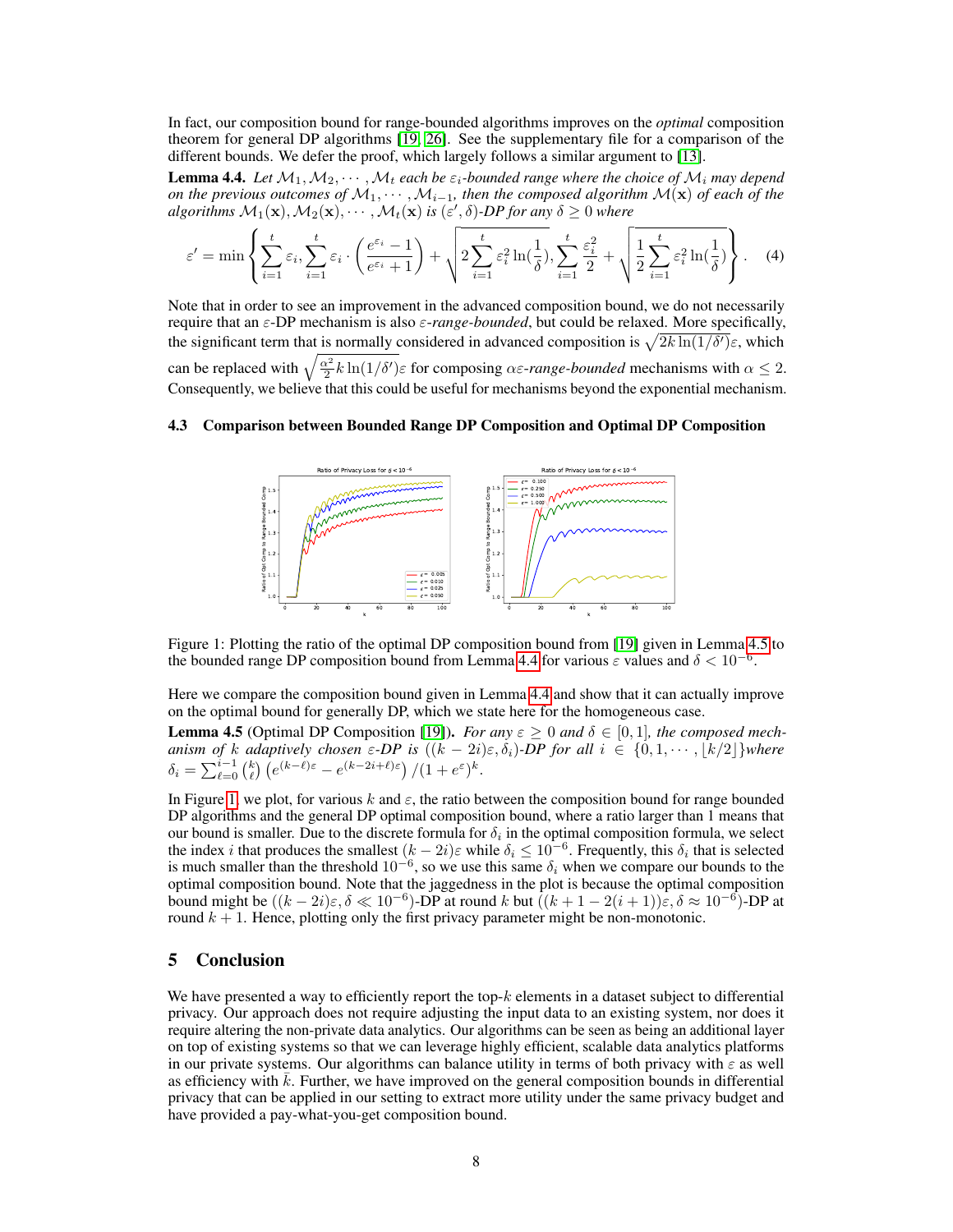In fact, our composition bound for range-bounded algorithms improves on the *optimal* composition theorem for general DP algorithms [19, 26]. See the supplementary file for a comparison of the different bounds. We defer the proof, which largely follows a similar argument to [13].

**Lemma 4.4.** *Let $\mathcal{M}_1, \mathcal{M}_2, \cdots, \mathcal{M}_t$ each be $\varepsilon_i$-bounded range where the choice of $\mathcal{M}_i$ may depend on the previous outcomes of $\mathcal{M}_1, \cdots, \mathcal{M}_{i-1}$, then the composed algorithm $\mathcal{M}(\mathbf{x})$ of each of the algorithms $\mathcal{M}_1(\mathbf{x}), \mathcal{M}_2(\mathbf{x}), \cdots, \mathcal{M}_t(\mathbf{x})$ is $(\varepsilon', \delta)$-DP for any $\delta \geq 0$ where*

$$\varepsilon' = \min \left\{ \sum_{i=1}^{t} \varepsilon_i, \sum_{i=1}^{t} \varepsilon_i \cdot \left( \frac{e^{\varepsilon_i} - 1}{e^{\varepsilon_i} + 1} \right) + \sqrt{2 \sum_{i=1}^{t} \varepsilon_i^2 \ln(\frac{1}{\delta})}, \sum_{i=1}^{t} \frac{\varepsilon_i^2}{2} + \sqrt{\frac{1}{2} \sum_{i=1}^{t} \varepsilon_i^2 \ln(\frac{1}{\delta})} \right\}. \quad (4)$$

Note that in order to see an improvement in the advanced composition bound, we do not necessarily require that an $\varepsilon$-DP mechanism is also $\varepsilon$-*range-bounded*, but could be relaxed. More specifically, the significant term that is normally considered in advanced composition is $\sqrt{2k \ln(1/\delta')}\varepsilon$, which can be replaced with $\sqrt{\frac{\alpha^2}{2} k \ln(1/\delta')}\varepsilon$ for composing $\alpha\varepsilon$-*range-bounded* mechanisms with $\alpha \leq 2$. Consequently, we believe that this could be useful for mechanisms beyond the exponential mechanism.

### 4.3 Comparison between Bounded Range DP Composition and Optimal DP Composition

Figure 1: Plotting the ratio of the optimal DP composition bound from [19] given in Lemma 4.5 to the bounded range DP composition bound from Lemma 4.4 for various $\varepsilon$ values and $\delta < 10^{-6}$.

Here we compare the composition bound given in Lemma 4.4 and show that it can actually improve on the optimal bound for generally DP, which we state here for the homogeneous case.

**Lemma 4.5** (Optimal DP Composition [19])**.** *For any $\varepsilon \geq 0$ and $\delta \in [0, 1]$, the composed mechanism of $k$ adaptively chosen $\varepsilon$-DP is $((k - 2i)\varepsilon, \delta_i)$-DP for all $i \in \{0, 1, \cdots, \lfloor k/2 \rfloor\}$where $\delta_i = \sum_{\ell=0}^{i-1} \binom{k}{\ell} \left( e^{(k-\ell)\varepsilon} - e^{(k-2i+\ell)\varepsilon} \right) / (1 + e^{\varepsilon})^k$.*

In Figure 1, we plot, for various $k$ and $\varepsilon$, the ratio between the composition bound for range bounded DP algorithms and the general DP optimal composition bound, where a ratio larger than 1 means that our bound is smaller. Due to the discrete formula for $\delta_i$ in the optimal composition formula, we select the index $i$ that produces the smallest $(k - 2i)\varepsilon$ while $\delta_i \leq 10^{-6}$. Frequently, this $\delta_i$ that is selected is much smaller than the threshold $10^{-6}$, so we use this same $\delta_i$ when we compare our bounds to the optimal composition bound. Note that the jaggedness in the plot is because the optimal composition bound might be $((k - 2i)\varepsilon, \delta \ll 10^{-6})$-DP at round $k$ but $((k + 1 - 2(i + 1))\varepsilon, \delta \approx 10^{-6})$-DP at round $k + 1$. Hence, plotting only the first privacy parameter might be non-monotonic.

## 5 Conclusion

We have presented a way to efficiently report the top-$k$ elements in a dataset subject to differential privacy. Our approach does not require adjusting the input data to an existing system, nor does it require altering the non-private data analytics. Our algorithms can be seen as being an additional layer on top of existing systems so that we can leverage highly efficient, scalable data analytics platforms in our private systems. Our algorithms can balance utility in terms of both privacy with $\varepsilon$ as well as efficiency with $\bar{k}$. Further, we have improved on the general composition bounds in differential privacy that can be applied in our setting to extract more utility under the same privacy budget and have provided a pay-what-you-get composition bound.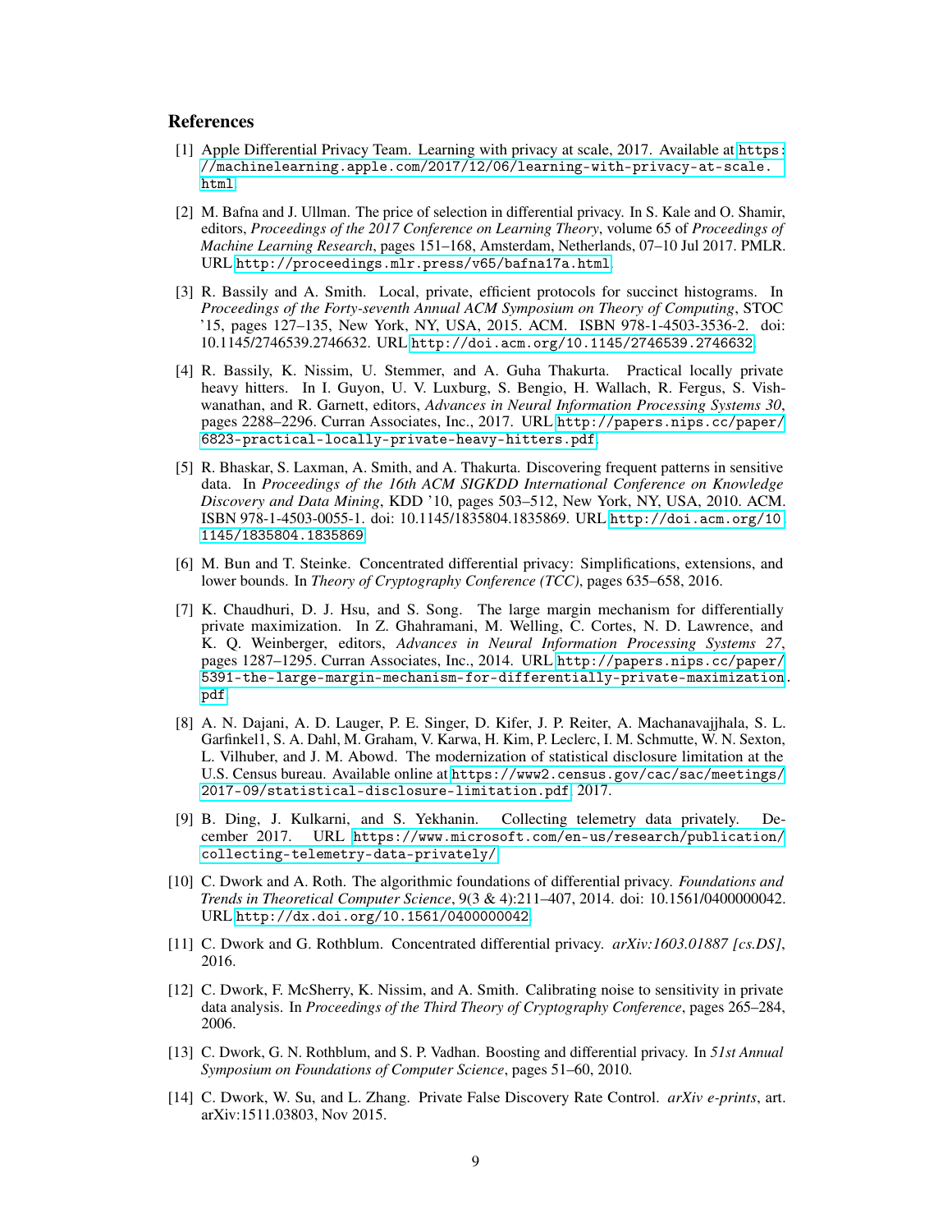## References

[1] Apple Differential Privacy Team. Learning with privacy at scale, 2017. Available at https://machinelearning.apple.com/2017/12/06/learning-with-privacy-at-scale.html.

[2] M. Bafna and J. Ullman. The price of selection in differential privacy. In S. Kale and O. Shamir, editors, *Proceedings of the 2017 Conference on Learning Theory*, volume 65 of *Proceedings of Machine Learning Research*, pages 151–168, Amsterdam, Netherlands, 07–10 Jul 2017. PMLR. URL http://proceedings.mlr.press/v65/bafna17a.html.

[3] R. Bassily and A. Smith. Local, private, efficient protocols for succinct histograms. In *Proceedings of the Forty-seventh Annual ACM Symposium on Theory of Computing*, STOC '15, pages 127–135, New York, NY, USA, 2015. ACM. ISBN 978-1-4503-3536-2. doi: 10.1145/2746539.2746632. URL http://doi.acm.org/10.1145/2746539.2746632.

[4] R. Bassily, K. Nissim, U. Stemmer, and A. Guha Thakurta. Practical locally private heavy hitters. In I. Guyon, U. V. Luxburg, S. Bengio, H. Wallach, R. Fergus, S. Vishwanathan, and R. Garnett, editors, *Advances in Neural Information Processing Systems 30*, pages 2288–2296. Curran Associates, Inc., 2017. URL http://papers.nips.cc/paper/6823-practical-locally-private-heavy-hitters.pdf.

[5] R. Bhaskar, S. Laxman, A. Smith, and A. Thakurta. Discovering frequent patterns in sensitive data. In *Proceedings of the 16th ACM SIGKDD International Conference on Knowledge Discovery and Data Mining*, KDD '10, pages 503–512, New York, NY, USA, 2010. ACM. ISBN 978-1-4503-0055-1. doi: 10.1145/1835804.1835869. URL http://doi.acm.org/10.1145/1835804.1835869.

[6] M. Bun and T. Steinke. Concentrated differential privacy: Simplifications, extensions, and lower bounds. In *Theory of Cryptography Conference (TCC)*, pages 635–658, 2016.

[7] K. Chaudhuri, D. J. Hsu, and S. Song. The large margin mechanism for differentially private maximization. In Z. Ghahramani, M. Welling, C. Cortes, N. D. Lawrence, and K. Q. Weinberger, editors, *Advances in Neural Information Processing Systems 27*, pages 1287–1295. Curran Associates, Inc., 2014. URL http://papers.nips.cc/paper/5391-the-large-margin-mechanism-for-differentially-private-maximization.pdf.

[8] A. N. Dajani, A. D. Lauger, P. E. Singer, D. Kifer, J. P. Reiter, A. Machanavajjhala, S. L. Garfinkel1, S. A. Dahl, M. Graham, V. Karwa, H. Kim, P. Leclerc, I. M. Schmutte, W. N. Sexton, L. Vilhuber, and J. M. Abowd. The modernization of statistical disclosure limitation at the U.S. Census bureau. Available online at https://www2.census.gov/cac/sac/meetings/2017-09/statistical-disclosure-limitation.pdf, 2017.

[9] B. Ding, J. Kulkarni, and S. Yekhanin. Collecting telemetry data privately. December 2017. URL https://www.microsoft.com/en-us/research/publication/collecting-telemetry-data-privately/.

[10] C. Dwork and A. Roth. The algorithmic foundations of differential privacy. *Foundations and Trends in Theoretical Computer Science*, 9(3 & 4):211–407, 2014. doi: 10.1561/0400000042. URL http://dx.doi.org/10.1561/0400000042.

[11] C. Dwork and G. Rothblum. Concentrated differential privacy. *arXiv:1603.01887 [cs.DS]*, 2016.

[12] C. Dwork, F. McSherry, K. Nissim, and A. Smith. Calibrating noise to sensitivity in private data analysis. In *Proceedings of the Third Theory of Cryptography Conference*, pages 265–284, 2006.

[13] C. Dwork, G. N. Rothblum, and S. P. Vadhan. Boosting and differential privacy. In *51st Annual Symposium on Foundations of Computer Science*, pages 51–60, 2010.

[14] C. Dwork, W. Su, and L. Zhang. Private False Discovery Rate Control. *arXiv e-prints*, art. arXiv:1511.03803, Nov 2015.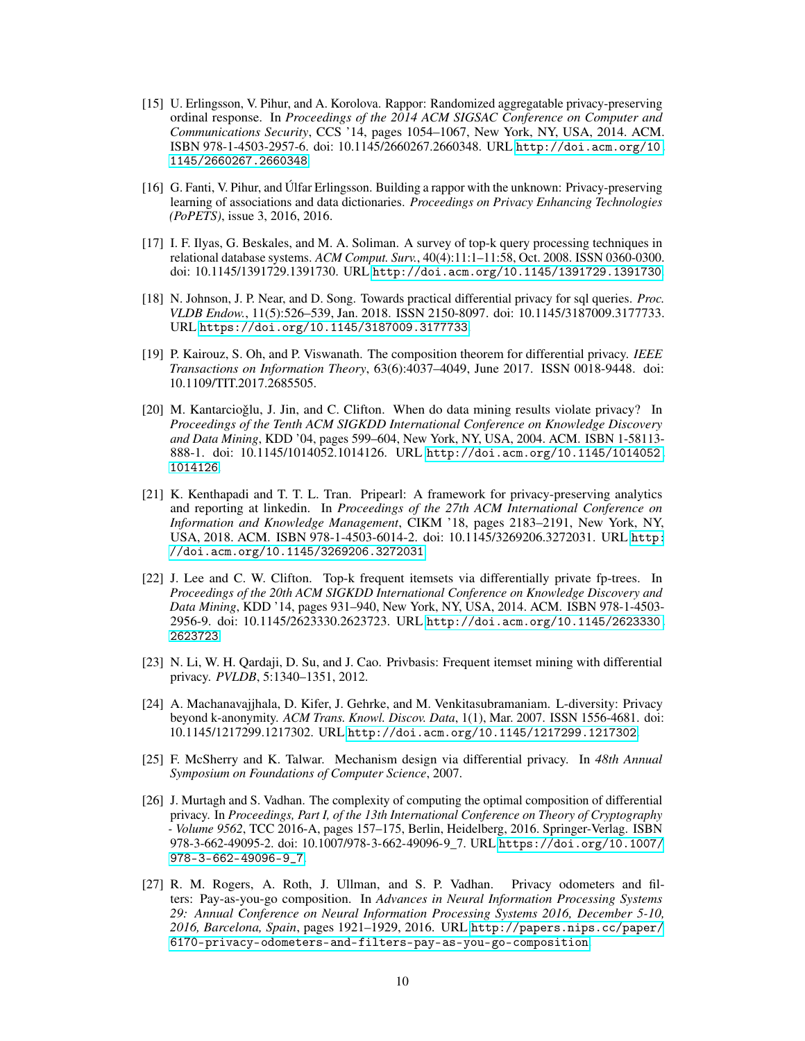[15] U. Erlingsson, V. Pihur, and A. Korolova. Rappor: Randomized aggregatable privacy-preserving ordinal response. In *Proceedings of the 2014 ACM SIGSAC Conference on Computer and Communications Security*, CCS '14, pages 1054–1067, New York, NY, USA, 2014. ACM. ISBN 978-1-4503-2957-6. doi: 10.1145/2660267.2660348. URL http://doi.acm.org/10.1145/2660267.2660348.

[16] G. Fanti, V. Pihur, and Úlfar Erlingsson. Building a rappor with the unknown: Privacy-preserving learning of associations and data dictionaries. *Proceedings on Privacy Enhancing Technologies (PoPETS)*, issue 3, 2016, 2016.

[17] I. F. Ilyas, G. Beskales, and M. A. Soliman. A survey of top-k query processing techniques in relational database systems. *ACM Comput. Surv.*, 40(4):11:1–11:58, Oct. 2008. ISSN 0360-0300. doi: 10.1145/1391729.1391730. URL http://doi.acm.org/10.1145/1391729.1391730.

[18] N. Johnson, J. P. Near, and D. Song. Towards practical differential privacy for sql queries. *Proc. VLDB Endow.*, 11(5):526–539, Jan. 2018. ISSN 2150-8097. doi: 10.1145/3187009.3177733. URL https://doi.org/10.1145/3187009.3177733.

[19] P. Kairouz, S. Oh, and P. Viswanath. The composition theorem for differential privacy. *IEEE Transactions on Information Theory*, 63(6):4037–4049, June 2017. ISSN 0018-9448. doi: 10.1109/TIT.2017.2685505.

[20] M. Kantarcioğlu, J. Jin, and C. Clifton. When do data mining results violate privacy? In *Proceedings of the Tenth ACM SIGKDD International Conference on Knowledge Discovery and Data Mining*, KDD '04, pages 599–604, New York, NY, USA, 2004. ACM. ISBN 1-58113-888-1. doi: 10.1145/1014052.1014126. URL http://doi.acm.org/10.1145/1014052.1014126.

[21] K. Kenthapadi and T. T. L. Tran. Pripearl: A framework for privacy-preserving analytics and reporting at linkedin. In *Proceedings of the 27th ACM International Conference on Information and Knowledge Management*, CIKM '18, pages 2183–2191, New York, NY, USA, 2018. ACM. ISBN 978-1-4503-6014-2. doi: 10.1145/3269206.3272031. URL http://doi.acm.org/10.1145/3269206.3272031.

[22] J. Lee and C. W. Clifton. Top-k frequent itemsets via differentially private fp-trees. In *Proceedings of the 20th ACM SIGKDD International Conference on Knowledge Discovery and Data Mining*, KDD '14, pages 931–940, New York, NY, USA, 2014. ACM. ISBN 978-1-4503-2956-9. doi: 10.1145/2623330.2623723. URL http://doi.acm.org/10.1145/2623330.2623723.

[23] N. Li, W. H. Qardaji, D. Su, and J. Cao. Privbasis: Frequent itemset mining with differential privacy. *PVLDB*, 5:1340–1351, 2012.

[24] A. Machanavajjhala, D. Kifer, J. Gehrke, and M. Venkitasubramaniam. L-diversity: Privacy beyond k-anonymity. *ACM Trans. Knowl. Discov. Data*, 1(1), Mar. 2007. ISSN 1556-4681. doi: 10.1145/1217299.1217302. URL http://doi.acm.org/10.1145/1217299.1217302.

[25] F. McSherry and K. Talwar. Mechanism design via differential privacy. In *48th Annual Symposium on Foundations of Computer Science*, 2007.

[26] J. Murtagh and S. Vadhan. The complexity of computing the optimal composition of differential privacy. In *Proceedings, Part I, of the 13th International Conference on Theory of Cryptography - Volume 9562*, TCC 2016-A, pages 157–175, Berlin, Heidelberg, 2016. Springer-Verlag. ISBN 978-3-662-49095-2. doi: 10.1007/978-3-662-49096-9_7. URL https://doi.org/10.1007/978-3-662-49096-9_7.

[27] R. M. Rogers, A. Roth, J. Ullman, and S. P. Vadhan. Privacy odometers and filters: Pay-as-you-go composition. In *Advances in Neural Information Processing Systems 29: Annual Conference on Neural Information Processing Systems 2016, December 5-10, 2016, Barcelona, Spain*, pages 1921–1929, 2016. URL http://papers.nips.cc/paper/6170-privacy-odometers-and-filters-pay-as-you-go-composition.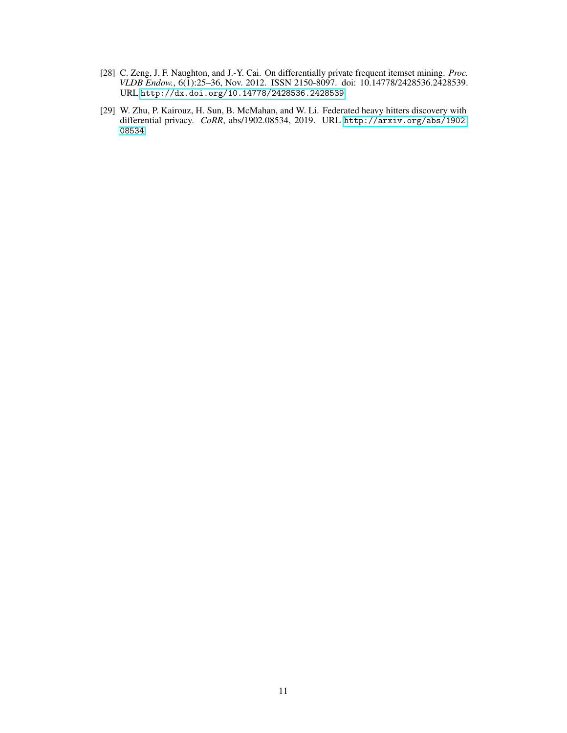[28] C. Zeng, J. F. Naughton, and J.-Y. Cai. On differentially private frequent itemset mining. *Proc. VLDB Endow.*, 6(1):25–36, Nov. 2012. ISSN 2150-8097. doi: 10.14778/2428536.2428539. URL http://dx.doi.org/10.14778/2428536.2428539.

[29] W. Zhu, P. Kairouz, H. Sun, B. McMahan, and W. Li. Federated heavy hitters discovery with differential privacy. *CoRR*, abs/1902.08534, 2019. URL http://arxiv.org/abs/1902.08534.